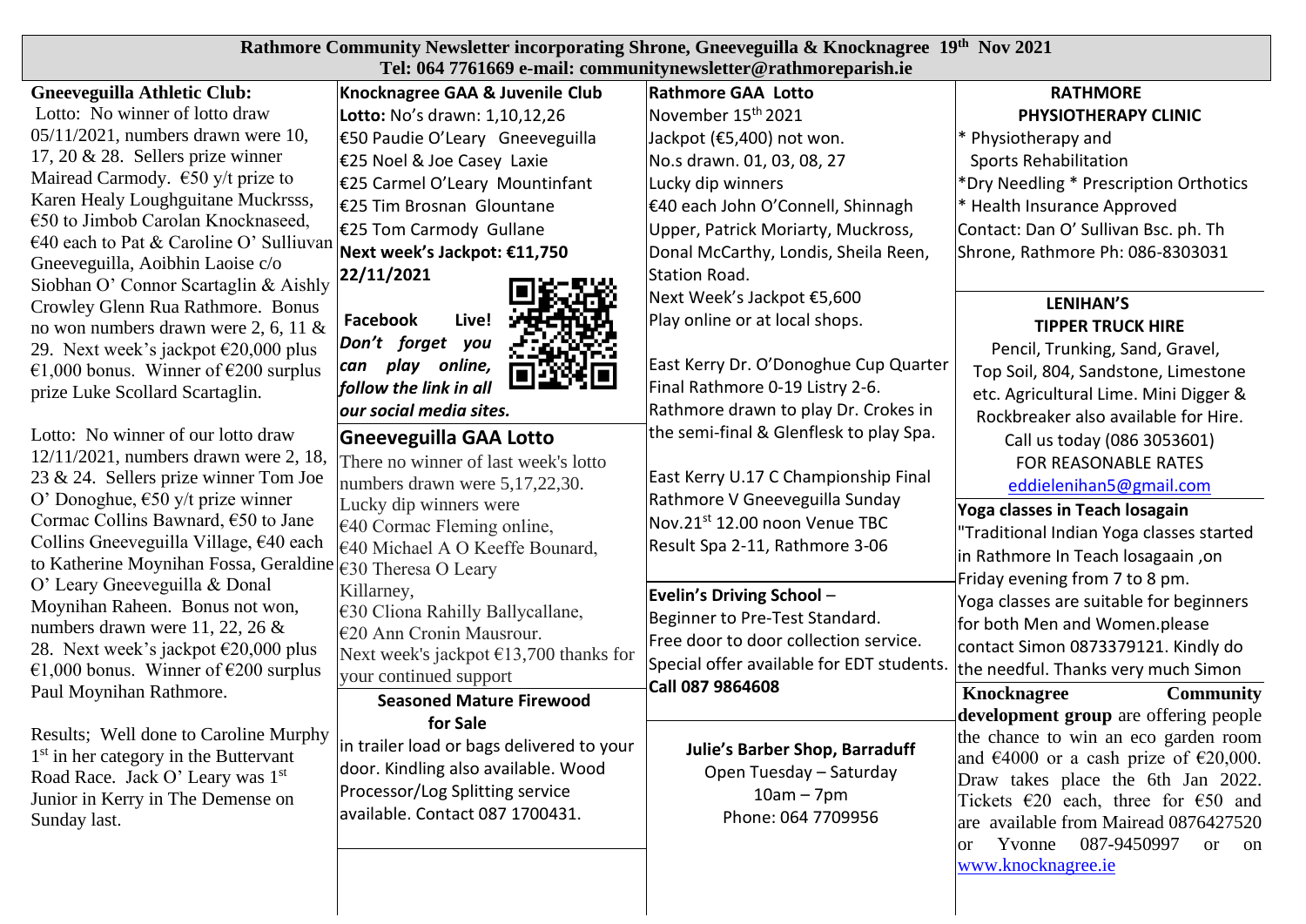# Rathmore Community Newsletter incorporating Shrone, Gneeveguilla & Knocknagree 19th Nov 2021

**Tel: 064 7761669 e-mail: communitynewsletter@rathmoreparish.ie**

## Gneeveguilla Athletic Club:

Lotto: No winner of lotto draw 05/11/2021, numbers drawn were 10, 17, 20 & 28. Sellers prize winner Mairead Carmody. €50 y/t prize to Karen Healy Loughguitane Muckrsss, €50 to Jimbob Carolan Knocknaseed, €40 each to Pat & Caroline O' Sulliuvan Gneeveguilla, Aoibhin Laoise c/o Siobhan O' Connor Scartaglin & Aishly Crowley Glenn Rua Rathmore. Bonus no won numbers drawn were 2, 6, 11 & 29. Next week's jackpot €20,000 plus €1,000 bonus. Winner of €200 surplus prize Luke Scollard Scartaglin.

Lotto: No winner of our lotto draw 12/11/2021, numbers drawn were 2, 18, 23 & 24. Sellers prize winner Tom Joe O' Donoghue, €50 y/t prize winner Cormac Collins Bawnard, €50 to Jane Collins Gneeveguilla Village, €40 each to Katherine Moynihan Fossa, Geraldine O' Leary Gneeveguilla & Donal Moynihan Raheen. Bonus not won, numbers drawn were 11, 22, 26 & 28. Next week's jackpot €20,000 plus €1,000 bonus. Winner of €200 surplus Paul Moynihan Rathmore.

Results; Well done to Caroline Murphy 1st in her category in the Buttervant Road Race. Jack O' Leary was 1st Junior in Kerry in The Demense on Sunday last.

## Knocknagree GAA & Juvenile Club

**Lotto:** No's drawn: 1,10,12,26

€50 Paudie O'Leary Gneeveguilla
€25 Noel & Joe Casey Laxie
€25 Carmel O'Leary Mountinfant
€25 Tim Brosnan Glountane
€25 Tom Carmody Gullane

**Next week's Jackpot: €11,750 22/11/2021**

**Facebook Live!** ***Don't forget you can play online, follow the link in all our social media sites.***

## Gneeveguilla GAA Lotto

There no winner of last week's lotto numbers drawn were 5,17,22,30.
Lucky dip winners were
€40 Cormac Fleming online,
€40 Michael A O Keeffe Bounard,
€30 Theresa O Leary Killarney,
€30 Cliona Rahilly Ballycallane,
€20 Ann Cronin Mausrour.
Next week's jackpot €13,700 thanks for your continued support

**Seasoned Mature Firewood for Sale**

in trailer load or bags delivered to your door. Kindling also available. Wood Processor/Log Splitting service available. Contact 087 1700431.

## Rathmore GAA Lotto

November 15th 2021
Jackpot (€5,400) not won.
No.s drawn. 01, 03, 08, 27
Lucky dip winners
€40 each John O'Connell, Shinnagh Upper, Patrick Moriarty, Muckross, Donal McCarthy, Londis, Sheila Reen, Station Road.
Next Week's Jackpot €5,600
Play online or at local shops.

East Kerry Dr. O'Donoghue Cup Quarter Final Rathmore 0-19 Listry 2-6. Rathmore drawn to play Dr. Crokes in the semi-final & Glenflesk to play Spa.

East Kerry U.17 C Championship Final Rathmore V Gneeveguilla Sunday Nov.21st 12.00 noon Venue TBC
Result Spa 2-11, Rathmore 3-06

**Evelin's Driving School** –
Beginner to Pre-Test Standard.
Free door to door collection service.
Special offer available for EDT students.
**Call 087 9864608**

**Julie's Barber Shop, Barraduff**
Open Tuesday – Saturday
10am – 7pm
Phone: 064 7709956

## RATHMORE PHYSIOTHERAPY CLINIC

* Physiotherapy and Sports Rehabilitation
*Dry Needling * Prescription Orthotics
* Health Insurance Approved

Contact: Dan O' Sullivan Bsc. ph. Th Shrone, Rathmore Ph: 086-8303031

## LENIHAN'S TIPPER TRUCK HIRE

Pencil, Trunking, Sand, Gravel, Top Soil, 804, Sandstone, Limestone etc. Agricultural Lime. Mini Digger & Rockbreaker also available for Hire.
Call us today (086 3053601)
FOR REASONABLE RATES
eddielenihan5@gmail.com

**Yoga classes in Teach losagain**

"Traditional Indian Yoga classes started in Rathmore In Teach losagaain ,on Friday evening from 7 to 8 pm. Yoga classes are suitable for beginners for both Men and Women.please contact Simon 0873379121. Kindly do the needful. Thanks very much Simon

**Knocknagree Community development group** are offering people the chance to win an eco garden room and €4000 or a cash prize of €20,000. Draw takes place the 6th Jan 2022. Tickets €20 each, three for €50 and are available from Mairead 0876427520 or Yvonne 087-9450997 or on www.knocknagree.ie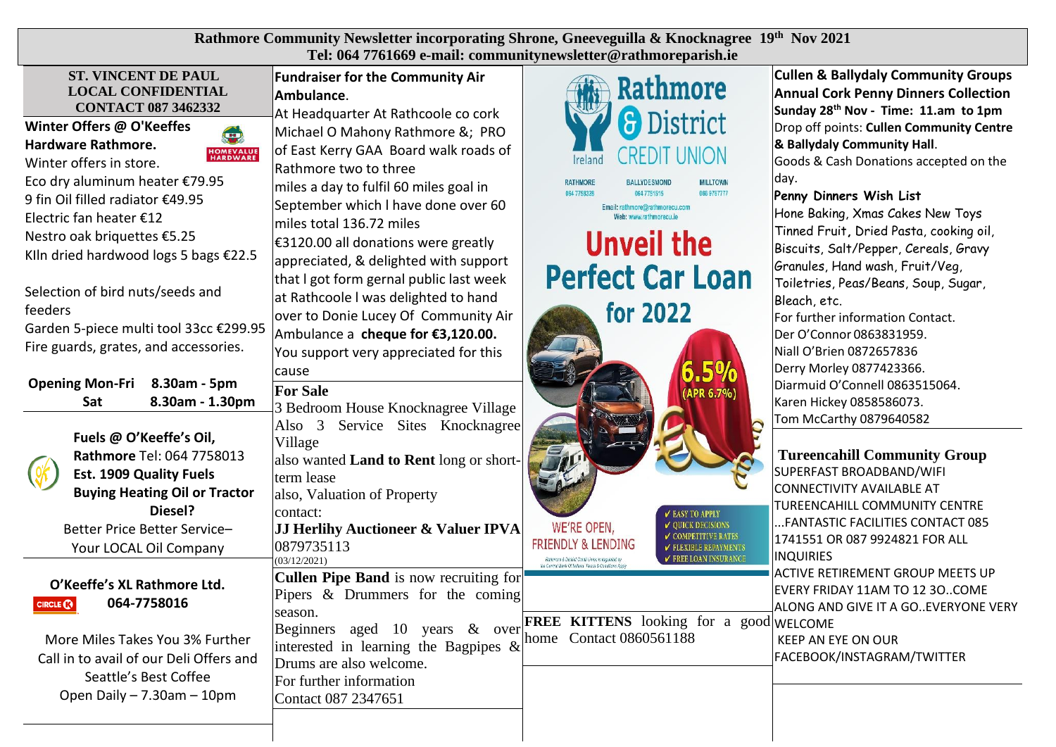**Rathmore Community Newsletter incorporating Shrone, Gneeveguilla & Knocknagree 19th Nov 2021**
**Tel: 064 7761669 e-mail: communitynewsletter@rathmoreparish.ie**

**ST. VINCENT DE PAUL**
**LOCAL CONFIDENTIAL**
**CONTACT 087 3462332**

**Winter Offers @ O'Keeffes Hardware Rathmore.**
Winter offers in store.
Eco dry aluminum heater €79.95
9 fin Oil filled radiator €49.95
Electric fan heater €12
Nestro oak briquettes €5.25
KIln dried hardwood logs 5 bags €22.5

Selection of bird nuts/seeds and feeders
Garden 5-piece multi tool 33cc €299.95
Fire guards, grates, and accessories.

**Opening Mon-Fri 8.30am - 5pm**
**Sat 8.30am - 1.30pm**

**Fuels @ O'Keeffe's Oil, Rathmore** Tel: 064 7758013
**Est. 1909 Quality Fuels**
**Buying Heating Oil or Tractor Diesel?**
Better Price Better Service– Your LOCAL Oil Company

**O'Keeffe's XL Rathmore Ltd.**
**064-7758016**

More Miles Takes You 3% Further
Call in to avail of our Deli Offers and Seattle's Best Coffee
Open Daily – 7.30am – 10pm

**Fundraiser for the Community Air Ambulance**.
At Headquarter At Rathcoole co cork Michael O Mahony Rathmore &; PRO of East Kerry GAA Board walk roads of Rathmore two to three miles a day to fulfil 60 miles goal in September which I have done over 60 miles total 136.72 miles
€3120.00 all donations were greatly appreciated, & delighted with support that I got form gernal public last week at Rathcoole I was delighted to hand over to Donie Lucey Of Community Air Ambulance a **cheque for €3,120.00.** You support very appreciated for this cause

**For Sale**
3 Bedroom House Knocknagree Village
Also 3 Service Sites Knocknagree Village
also wanted **Land to Rent** long or short-term lease
also, Valuation of Property
contact:
**JJ Herlihy Auctioneer & Valuer IPVA**
0879735113
(03/12/2021)

**Cullen Pipe Band** is now recruiting for Pipers & Drummers for the coming season.
Beginners aged 10 years & over interested in learning the Bagpipes & Drums are also welcome.
For further information
Contact 087 2347651

**Rathmore & District Credit Union**
Ireland
RATHMORE 064 7758328 | BALLYDESMOND 064 7751515 | MILLTOWN 066 9767777
Email: rathmore@rathmorecu.com
Web: www.rathmorecu.ie

**Unveil the Perfect Car Loan for 2022**
**6.5% (APR 6.7%)**
WE'RE OPEN, FRIENDLY & LENDING
✓ EASY TO APPLY
✓ QUICK DECISIONS
✓ COMPETITIVE RATES
✓ FLEXIBLE REPAYMENTS
✓ FREE LOAN INSURANCE
Rathmore & District Credit Union is regulated by the Central Bank of Ireland. Terms & Conditions Apply

**FREE KITTENS** looking for a good home Contact 0860561188

**Cullen & Ballydaly Community Groups Annual Cork Penny Dinners Collection**
**Sunday 28th Nov - Time: 11.am to 1pm**
Drop off points: **Cullen Community Centre & Ballydaly Community Hall**.
Goods & Cash Donations accepted on the day.
**Penny Dinners Wish List**
Hone Baking, Xmas Cakes New Toys Tinned Fruit, Dried Pasta, cooking oil, Biscuits, Salt/Pepper, Cereals, Gravy Granules, Hand wash, Fruit/Veg, Toiletries, Peas/Beans, Soup, Sugar, Bleach, etc.
For further information Contact.
Der O'Connor 0863831959.
Niall O'Brien 0872657836
Derry Morley 0877423366.
Diarmuid O'Connell 0863515064.
Karen Hickey 0858586073.
Tom McCarthy 0879640582

**Tureencahill Community Group**
SUPERFAST BROADBAND/WIFI CONNECTIVITY AVAILABLE AT TUREENCAHILL COMMUNITY CENTRE ...FANTASTIC FACILITIES CONTACT 085 1741551 OR 087 9924821 FOR ALL INQUIRIES
ACTIVE RETIREMENT GROUP MEETS UP EVERY FRIDAY 11AM TO 12 3O..COME ALONG AND GIVE IT A GO..EVERYONE VERY WELCOME
KEEP AN EYE ON OUR FACEBOOK/INSTAGRAM/TWITTER